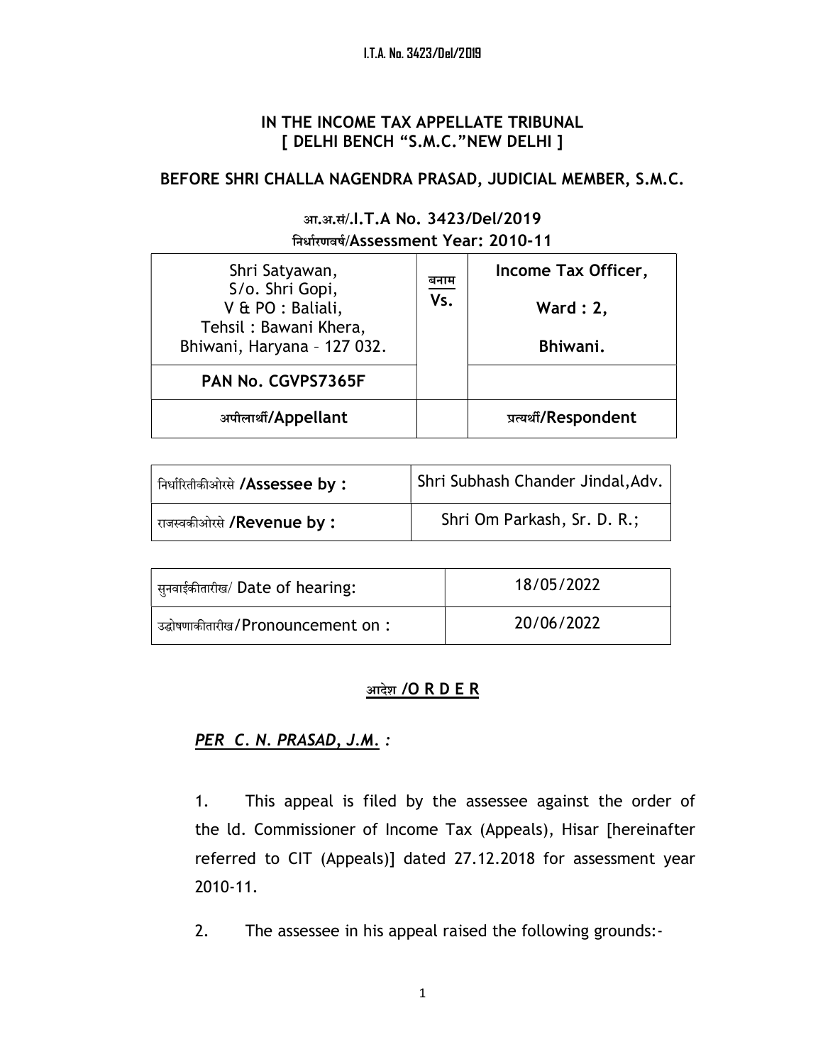**IN THE INCOME TAX APPELLATE TRIBUNAL**
**[ DELHI BENCH "S.M.C."NEW DELHI ]**

**BEFORE SHRI CHALLA NAGENDRA PRASAD, JUDICIAL MEMBER, S.M.C.**

**आ.अ.सं/.I.T.A No. 3423/Del/2019**
**निर्धारणवर्ष/Assessment Year: 2010-11**

| Shri Satyawan, S/o. Shri Gopi, V & PO : Baliali, Tehsil : Bawani Khera, Bhiwani, Haryana – 127 032. | बनाम Vs. | Income Tax Officer, Ward : 2, Bhiwani. |
|---|---|---|
| **PAN No. CGVPS7365F** | | |
| अपीलार्थी/**Appellant** | | प्रत्यर्थी/**Respondent** |

| निर्धारितीकीओरसे /**Assessee by :** | Shri Subhash Chander Jindal, Adv. |
|---|---|
| राजस्वकीओरसे /**Revenue by :** | Shri Om Parkash, Sr. D. R.; |

| सुनवाईकीतारीख/ Date of hearing: | 18/05/2022 |
|---|---|
| उद्घोषणाकीतारीख/Pronouncement on : | 20/06/2022 |

**आदेश /O R D E R**

***PER C. N. PRASAD, J.M. :***

1. This appeal is filed by the assessee against the order of the ld. Commissioner of Income Tax (Appeals), Hisar [hereinafter referred to CIT (Appeals)] dated 27.12.2018 for assessment year 2010-11.

2. The assessee in his appeal raised the following grounds:-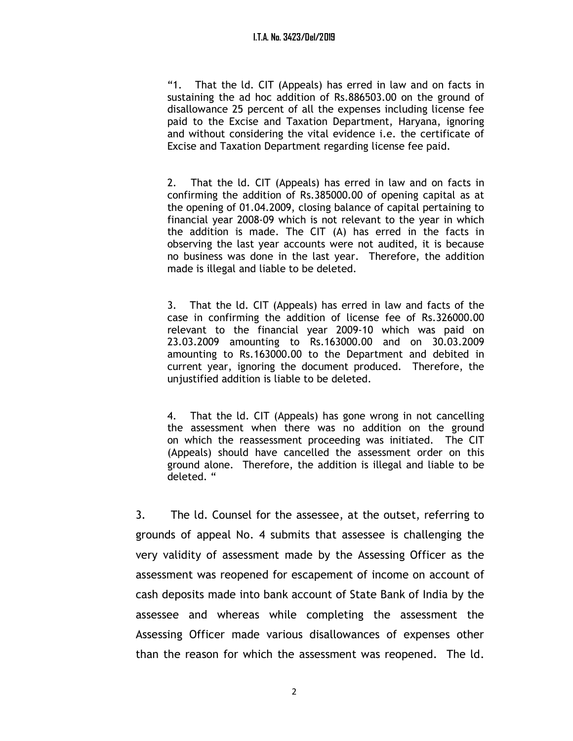"1. That the ld. CIT (Appeals) has erred in law and on facts in sustaining the ad hoc addition of Rs.886503.00 on the ground of disallowance 25 percent of all the expenses including license fee paid to the Excise and Taxation Department, Haryana, ignoring and without considering the vital evidence i.e. the certificate of Excise and Taxation Department regarding license fee paid.

2. That the ld. CIT (Appeals) has erred in law and on facts in confirming the addition of Rs.385000.00 of opening capital as at the opening of 01.04.2009, closing balance of capital pertaining to financial year 2008-09 which is not relevant to the year in which the addition is made. The CIT (A) has erred in the facts in observing the last year accounts were not audited, it is because no business was done in the last year. Therefore, the addition made is illegal and liable to be deleted.

3. That the ld. CIT (Appeals) has erred in law and facts of the case in confirming the addition of license fee of Rs.326000.00 relevant to the financial year 2009-10 which was paid on 23.03.2009 amounting to Rs.163000.00 and on 30.03.2009 amounting to Rs.163000.00 to the Department and debited in current year, ignoring the document produced. Therefore, the unjustified addition is liable to be deleted.

4. That the ld. CIT (Appeals) has gone wrong in not cancelling the assessment when there was no addition on the ground on which the reassessment proceeding was initiated. The CIT (Appeals) should have cancelled the assessment order on this ground alone. Therefore, the addition is illegal and liable to be deleted. "

3. The ld. Counsel for the assessee, at the outset, referring to grounds of appeal No. 4 submits that assessee is challenging the very validity of assessment made by the Assessing Officer as the assessment was reopened for escapement of income on account of cash deposits made into bank account of State Bank of India by the assessee and whereas while completing the assessment the Assessing Officer made various disallowances of expenses other than the reason for which the assessment was reopened. The ld.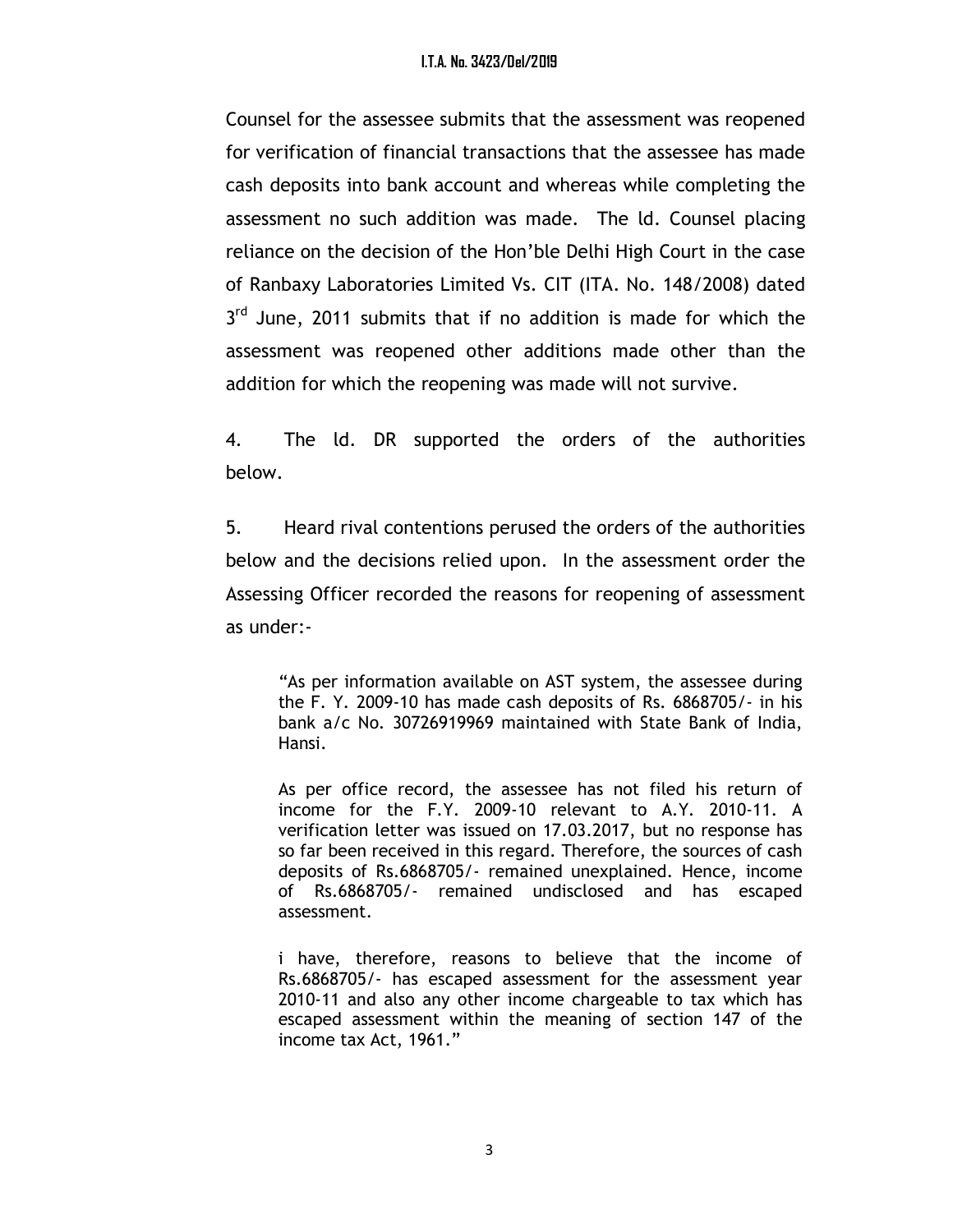Counsel for the assessee submits that the assessment was reopened for verification of financial transactions that the assessee has made cash deposits into bank account and whereas while completing the assessment no such addition was made. The ld. Counsel placing reliance on the decision of the Hon'ble Delhi High Court in the case of Ranbaxy Laboratories Limited Vs. CIT (ITA. No. 148/2008) dated 3rd June, 2011 submits that if no addition is made for which the assessment was reopened other additions made other than the addition for which the reopening was made will not survive.

4. The ld. DR supported the orders of the authorities below.

5. Heard rival contentions perused the orders of the authorities below and the decisions relied upon. In the assessment order the Assessing Officer recorded the reasons for reopening of assessment as under:-

> "As per information available on AST system, the assessee during the F. Y. 2009-10 has made cash deposits of Rs. 6868705/- in his bank a/c No. 30726919969 maintained with State Bank of India, Hansi.
>
> As per office record, the assessee has not filed his return of income for the F.Y. 2009-10 relevant to A.Y. 2010-11. A verification letter was issued on 17.03.2017, but no response has so far been received in this regard. Therefore, the sources of cash deposits of Rs.6868705/- remained unexplained. Hence, income of Rs.6868705/- remained undisclosed and has escaped assessment.
>
> i have, therefore, reasons to believe that the income of Rs.6868705/- has escaped assessment for the assessment year 2010-11 and also any other income chargeable to tax which has escaped assessment within the meaning of section 147 of the income tax Act, 1961."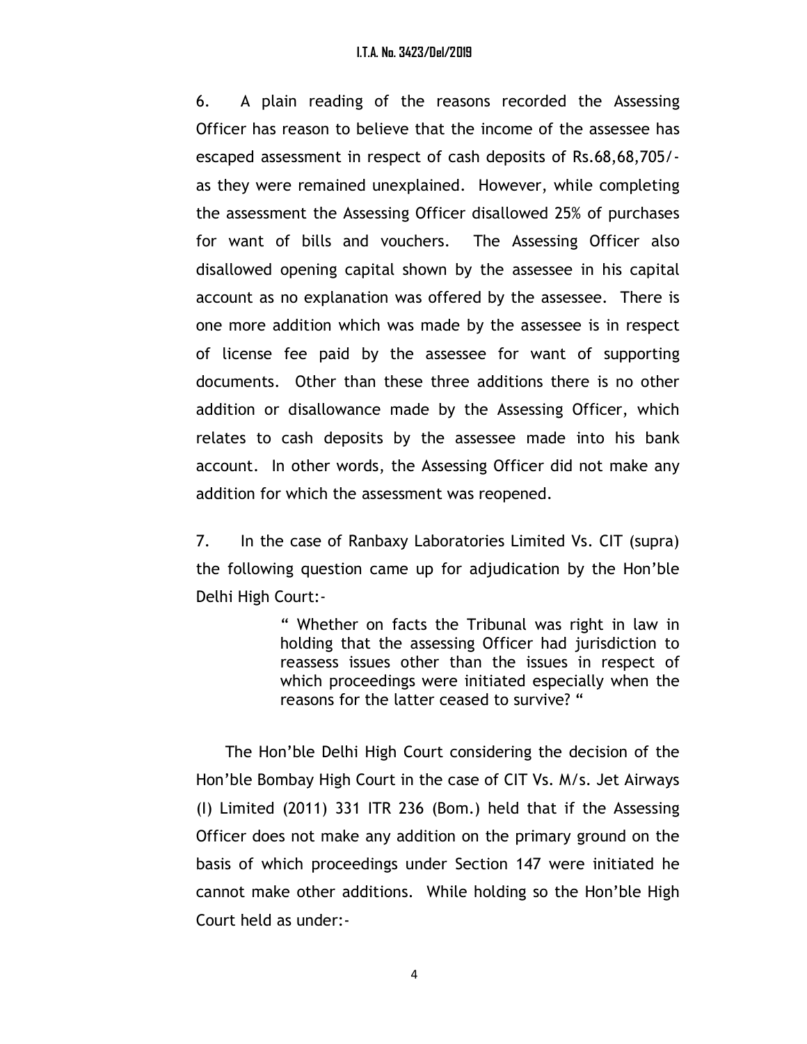6. A plain reading of the reasons recorded the Assessing Officer has reason to believe that the income of the assessee has escaped assessment in respect of cash deposits of Rs.68,68,705/- as they were remained unexplained. However, while completing the assessment the Assessing Officer disallowed 25% of purchases for want of bills and vouchers. The Assessing Officer also disallowed opening capital shown by the assessee in his capital account as no explanation was offered by the assessee. There is one more addition which was made by the assessee is in respect of license fee paid by the assessee for want of supporting documents. Other than these three additions there is no other addition or disallowance made by the Assessing Officer, which relates to cash deposits by the assessee made into his bank account. In other words, the Assessing Officer did not make any addition for which the assessment was reopened.

7. In the case of Ranbaxy Laboratories Limited Vs. CIT (supra) the following question came up for adjudication by the Hon'ble Delhi High Court:-

> " Whether on facts the Tribunal was right in law in holding that the assessing Officer had jurisdiction to reassess issues other than the issues in respect of which proceedings were initiated especially when the reasons for the latter ceased to survive? "

The Hon'ble Delhi High Court considering the decision of the Hon'ble Bombay High Court in the case of CIT Vs. M/s. Jet Airways (I) Limited (2011) 331 ITR 236 (Bom.) held that if the Assessing Officer does not make any addition on the primary ground on the basis of which proceedings under Section 147 were initiated he cannot make other additions. While holding so the Hon'ble High Court held as under:-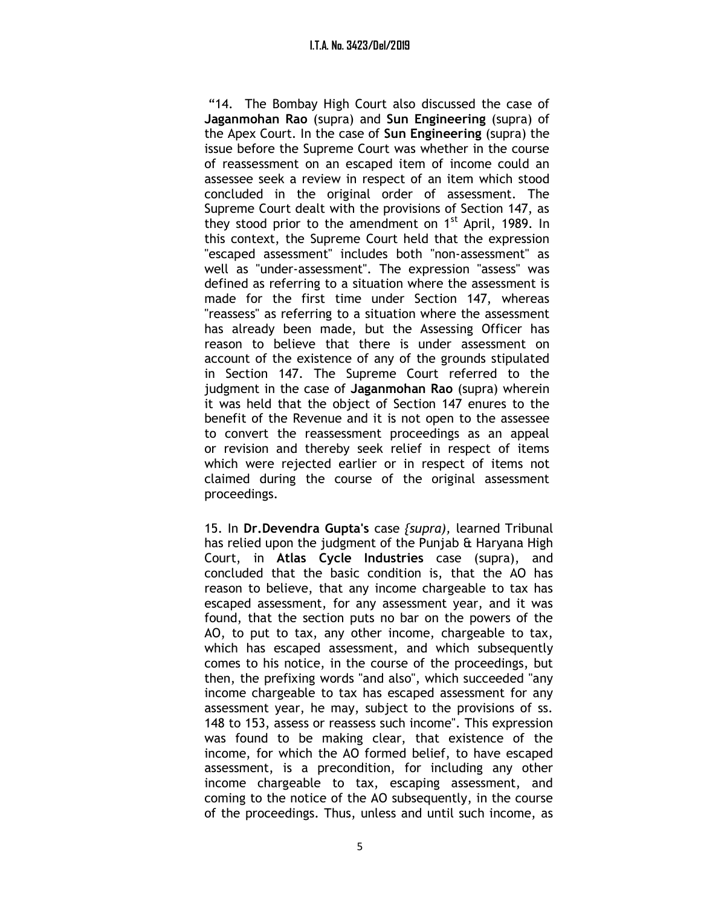"14. The Bombay High Court also discussed the case of **Jaganmohan Rao** (supra) and **Sun Engineering** (supra) of the Apex Court. In the case of **Sun Engineering** (supra) the issue before the Supreme Court was whether in the course of reassessment on an escaped item of income could an assessee seek a review in respect of an item which stood concluded in the original order of assessment. The Supreme Court dealt with the provisions of Section 147, as they stood prior to the amendment on 1st April, 1989. In this context, the Supreme Court held that the expression "escaped assessment" includes both "non-assessment" as well as "under-assessment". The expression "assess" was defined as referring to a situation where the assessment is made for the first time under Section 147, whereas "reassess" as referring to a situation where the assessment has already been made, but the Assessing Officer has reason to believe that there is under assessment on account of the existence of any of the grounds stipulated in Section 147. The Supreme Court referred to the judgment in the case of **Jaganmohan Rao** (supra) wherein it was held that the object of Section 147 enures to the benefit of the Revenue and it is not open to the assessee to convert the reassessment proceedings as an appeal or revision and thereby seek relief in respect of items which were rejected earlier or in respect of items not claimed during the course of the original assessment proceedings.

15. In **Dr.Devendra Gupta's** case *{supra)*, learned Tribunal has relied upon the judgment of the Punjab & Haryana High Court, in **Atlas Cycle Industries** case (supra), and concluded that the basic condition is, that the AO has reason to believe, that any income chargeable to tax has escaped assessment, for any assessment year, and it was found, that the section puts no bar on the powers of the AO, to put to tax, any other income, chargeable to tax, which has escaped assessment, and which subsequently comes to his notice, in the course of the proceedings, but then, the prefixing words "and also", which succeeded "any income chargeable to tax has escaped assessment for any assessment year, he may, subject to the provisions of ss. 148 to 153, assess or reassess such income". This expression was found to be making clear, that existence of the income, for which the AO formed belief, to have escaped assessment, is a precondition, for including any other income chargeable to tax, escaping assessment, and coming to the notice of the AO subsequently, in the course of the proceedings. Thus, unless and until such income, as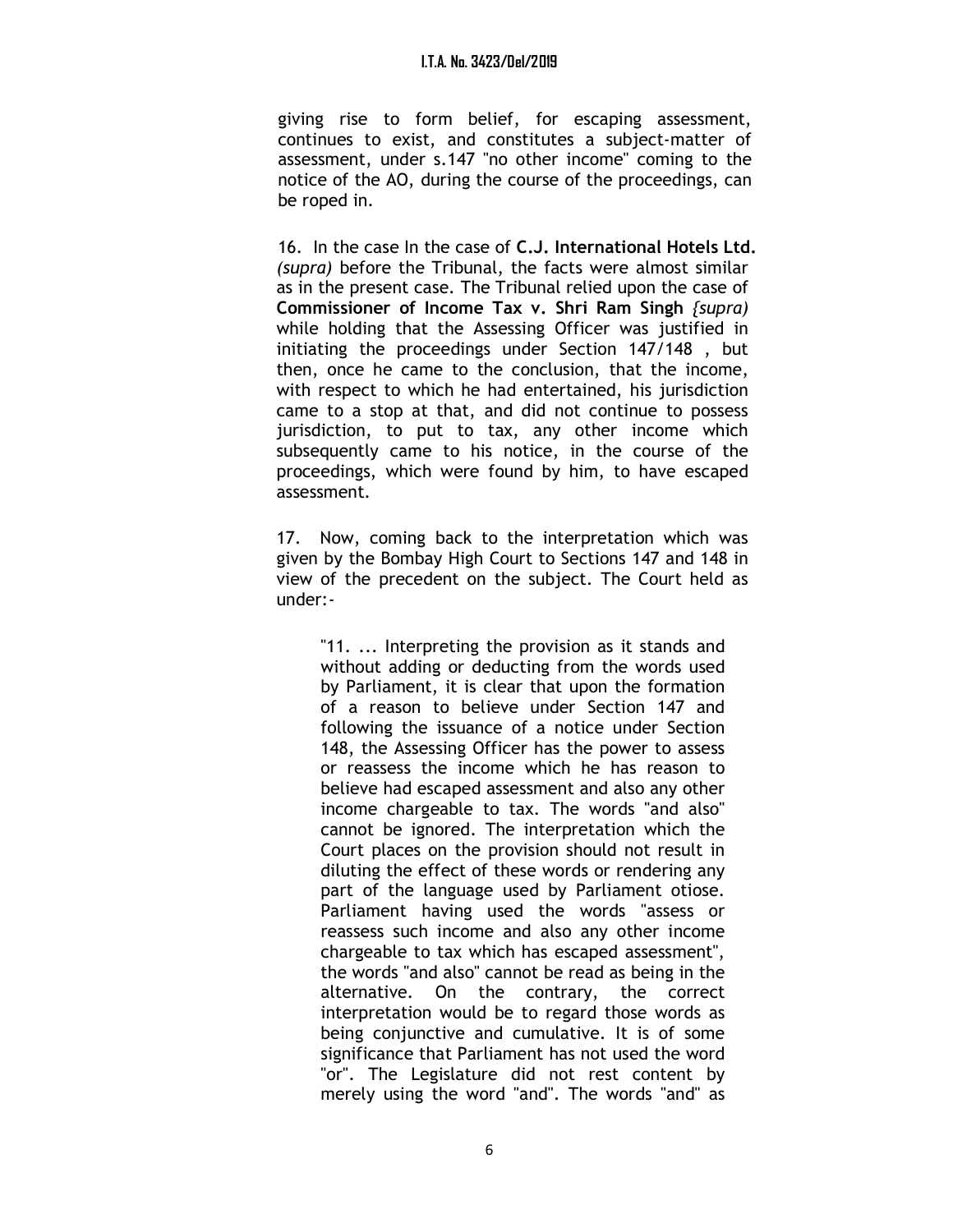giving rise to form belief, for escaping assessment, continues to exist, and constitutes a subject-matter of assessment, under s.147 "no other income" coming to the notice of the AO, during the course of the proceedings, can be roped in.

16. In the case In the case of **C.J. International Hotels Ltd.** *(supra)* before the Tribunal, the facts were almost similar as in the present case. The Tribunal relied upon the case of **Commissioner of Income Tax v. Shri Ram Singh** *{supra)* while holding that the Assessing Officer was justified in initiating the proceedings under Section 147/148 , but then, once he came to the conclusion, that the income, with respect to which he had entertained, his jurisdiction came to a stop at that, and did not continue to possess jurisdiction, to put to tax, any other income which subsequently came to his notice, in the course of the proceedings, which were found by him, to have escaped assessment.

17. Now, coming back to the interpretation which was given by the Bombay High Court to Sections 147 and 148 in view of the precedent on the subject. The Court held as under:-

> "11. ... Interpreting the provision as it stands and without adding or deducting from the words used by Parliament, it is clear that upon the formation of a reason to believe under Section 147 and following the issuance of a notice under Section 148, the Assessing Officer has the power to assess or reassess the income which he has reason to believe had escaped assessment and also any other income chargeable to tax. The words "and also" cannot be ignored. The interpretation which the Court places on the provision should not result in diluting the effect of these words or rendering any part of the language used by Parliament otiose. Parliament having used the words "assess or reassess such income and also any other income chargeable to tax which has escaped assessment", the words "and also" cannot be read as being in the alternative. On the contrary, the correct interpretation would be to regard those words as being conjunctive and cumulative. It is of some significance that Parliament has not used the word "or". The Legislature did not rest content by merely using the word "and". The words "and" as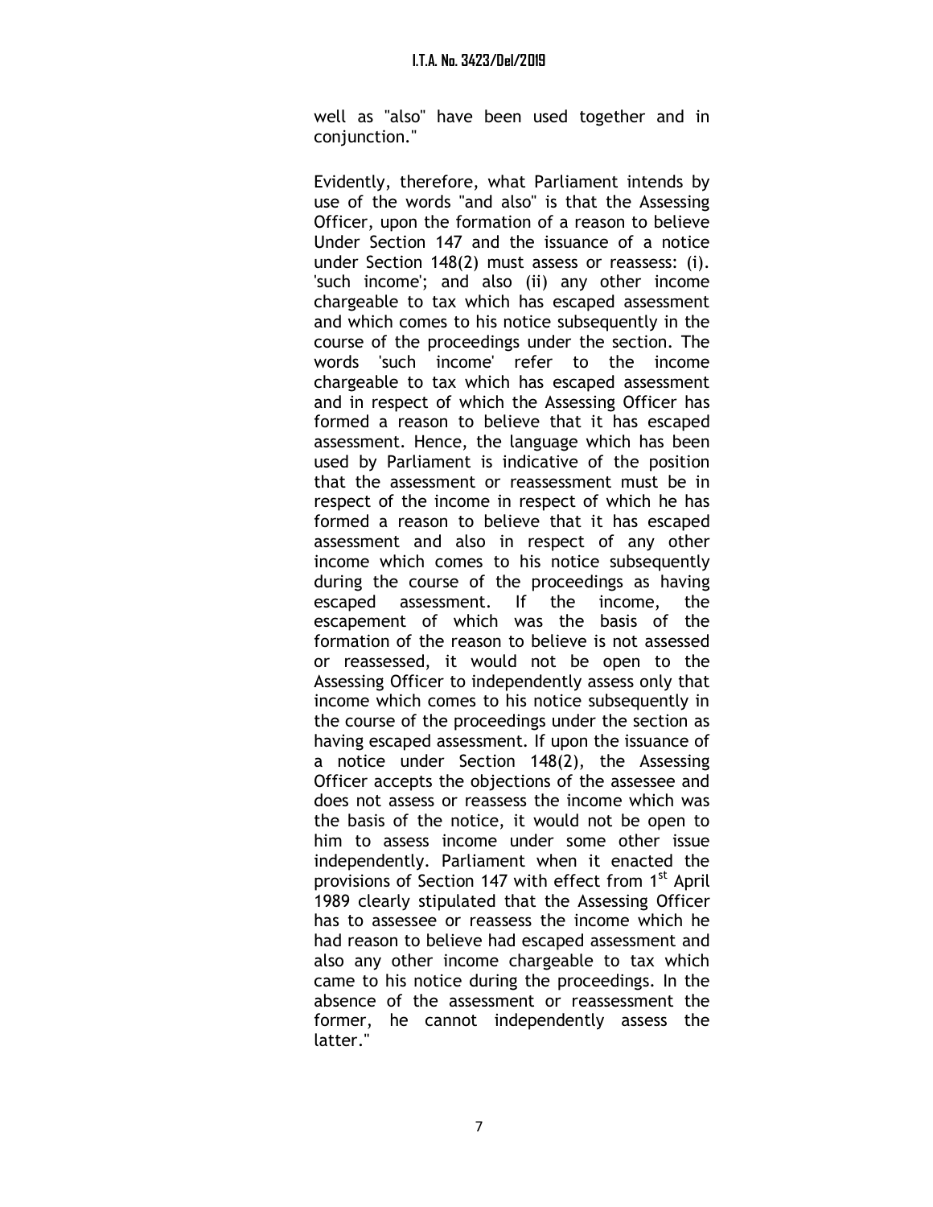well as "also" have been used together and in conjunction."

Evidently, therefore, what Parliament intends by use of the words "and also" is that the Assessing Officer, upon the formation of a reason to believe Under Section 147 and the issuance of a notice under Section 148(2) must assess or reassess: (i). 'such income'; and also (ii) any other income chargeable to tax which has escaped assessment and which comes to his notice subsequently in the course of the proceedings under the section. The words 'such income' refer to the income chargeable to tax which has escaped assessment and in respect of which the Assessing Officer has formed a reason to believe that it has escaped assessment. Hence, the language which has been used by Parliament is indicative of the position that the assessment or reassessment must be in respect of the income in respect of which he has formed a reason to believe that it has escaped assessment and also in respect of any other income which comes to his notice subsequently during the course of the proceedings as having escaped assessment. If the income, the escapement of which was the basis of the formation of the reason to believe is not assessed or reassessed, it would not be open to the Assessing Officer to independently assess only that income which comes to his notice subsequently in the course of the proceedings under the section as having escaped assessment. If upon the issuance of a notice under Section 148(2), the Assessing Officer accepts the objections of the assessee and does not assess or reassess the income which was the basis of the notice, it would not be open to him to assess income under some other issue independently. Parliament when it enacted the provisions of Section 147 with effect from 1st April 1989 clearly stipulated that the Assessing Officer has to assessee or reassess the income which he had reason to believe had escaped assessment and also any other income chargeable to tax which came to his notice during the proceedings. In the absence of the assessment or reassessment the former, he cannot independently assess the latter."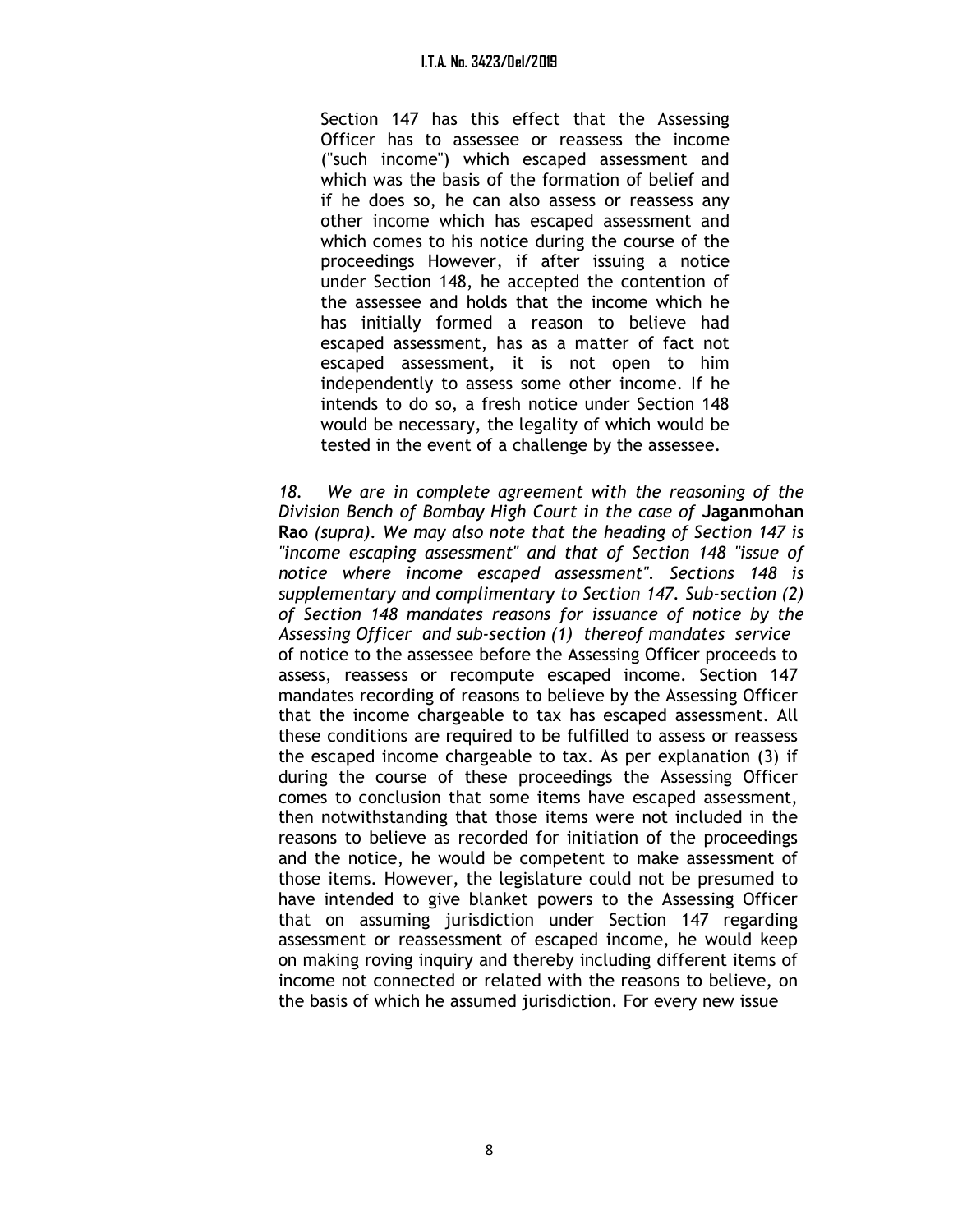> Section 147 has this effect that the Assessing Officer has to assessee or reassess the income ("such income") which escaped assessment and which was the basis of the formation of belief and if he does so, he can also assess or reassess any other income which has escaped assessment and which comes to his notice during the course of the proceedings However, if after issuing a notice under Section 148, he accepted the contention of the assessee and holds that the income which he has initially formed a reason to believe had escaped assessment, has as a matter of fact not escaped assessment, it is not open to him independently to assess some other income. If he intends to do so, a fresh notice under Section 148 would be necessary, the legality of which would be tested in the event of a challenge by the assessee.

*18. We are in complete agreement with the reasoning of the Division Bench of Bombay High Court in the case of* **Jaganmohan Rao** *(supra). We may also note that the heading of Section 147 is "income escaping assessment" and that of Section 148 "issue of notice where income escaped assessment". Sections 148 is supplementary and complimentary to Section 147. Sub-section (2) of Section 148 mandates reasons for issuance of notice by the Assessing Officer and sub-section (1) thereof mandates service* of notice to the assessee before the Assessing Officer proceeds to assess, reassess or recompute escaped income. Section 147 mandates recording of reasons to believe by the Assessing Officer that the income chargeable to tax has escaped assessment. All these conditions are required to be fulfilled to assess or reassess the escaped income chargeable to tax. As per explanation (3) if during the course of these proceedings the Assessing Officer comes to conclusion that some items have escaped assessment, then notwithstanding that those items were not included in the reasons to believe as recorded for initiation of the proceedings and the notice, he would be competent to make assessment of those items. However, the legislature could not be presumed to have intended to give blanket powers to the Assessing Officer that on assuming jurisdiction under Section 147 regarding assessment or reassessment of escaped income, he would keep on making roving inquiry and thereby including different items of income not connected or related with the reasons to believe, on the basis of which he assumed jurisdiction. For every new issue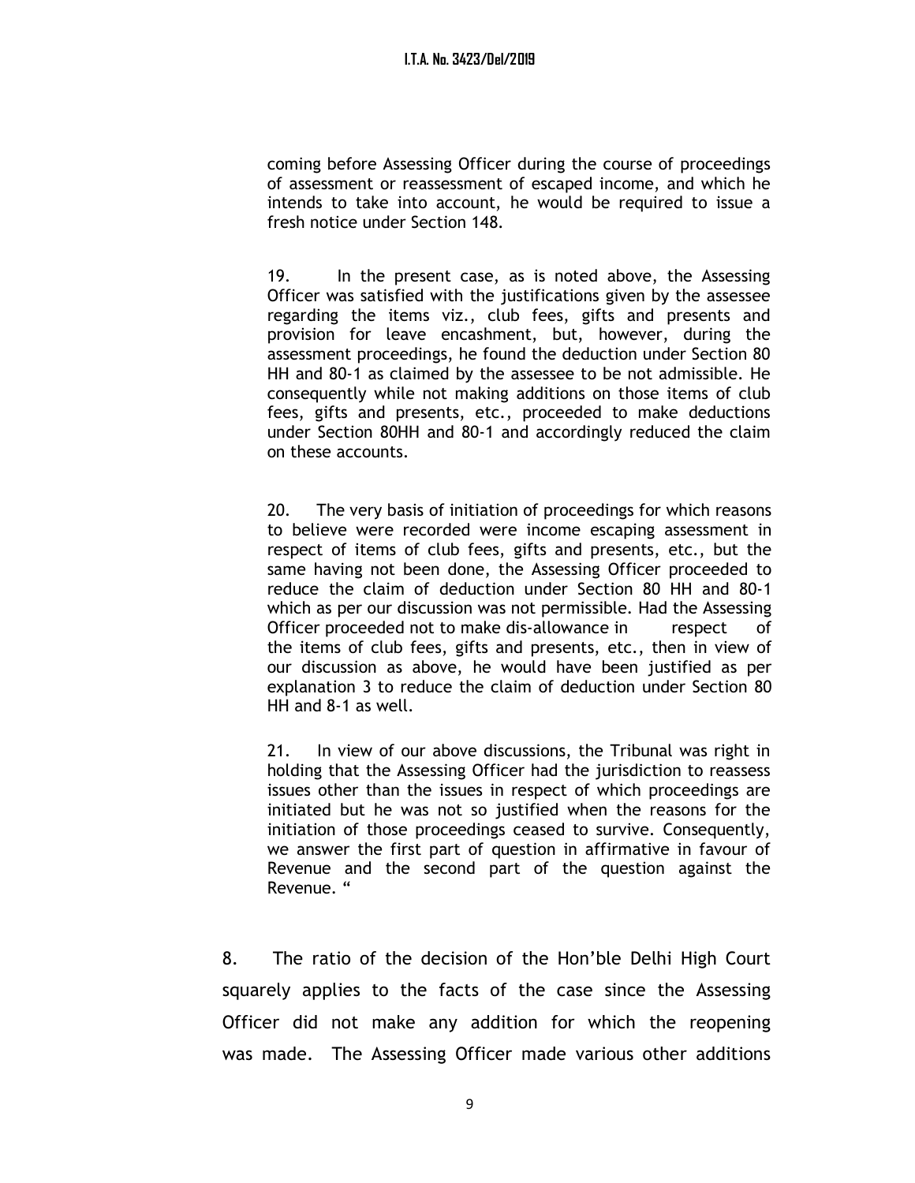coming before Assessing Officer during the course of proceedings of assessment or reassessment of escaped income, and which he intends to take into account, he would be required to issue a fresh notice under Section 148.

19. In the present case, as is noted above, the Assessing Officer was satisfied with the justifications given by the assessee regarding the items viz., club fees, gifts and presents and provision for leave encashment, but, however, during the assessment proceedings, he found the deduction under Section 80 HH and 80-1 as claimed by the assessee to be not admissible. He consequently while not making additions on those items of club fees, gifts and presents, etc., proceeded to make deductions under Section 80HH and 80-1 and accordingly reduced the claim on these accounts.

20. The very basis of initiation of proceedings for which reasons to believe were recorded were income escaping assessment in respect of items of club fees, gifts and presents, etc., but the same having not been done, the Assessing Officer proceeded to reduce the claim of deduction under Section 80 HH and 80-1 which as per our discussion was not permissible. Had the Assessing Officer proceeded not to make dis-allowance in respect of the items of club fees, gifts and presents, etc., then in view of our discussion as above, he would have been justified as per explanation 3 to reduce the claim of deduction under Section 80 HH and 8-1 as well.

21. In view of our above discussions, the Tribunal was right in holding that the Assessing Officer had the jurisdiction to reassess issues other than the issues in respect of which proceedings are initiated but he was not so justified when the reasons for the initiation of those proceedings ceased to survive. Consequently, we answer the first part of question in affirmative in favour of Revenue and the second part of the question against the Revenue. "

8. The ratio of the decision of the Hon'ble Delhi High Court squarely applies to the facts of the case since the Assessing Officer did not make any addition for which the reopening was made. The Assessing Officer made various other additions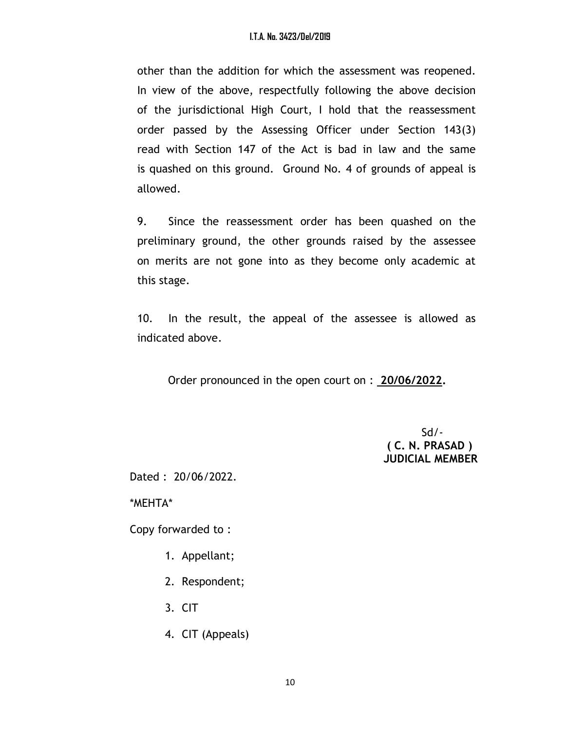other than the addition for which the assessment was reopened. In view of the above, respectfully following the above decision of the jurisdictional High Court, I hold that the reassessment order passed by the Assessing Officer under Section 143(3) read with Section 147 of the Act is bad in law and the same is quashed on this ground. Ground No. 4 of grounds of appeal is allowed.

9. Since the reassessment order has been quashed on the preliminary ground, the other grounds raised by the assessee on merits are not gone into as they become only academic at this stage.

10. In the result, the appeal of the assessee is allowed as indicated above.

Order pronounced in the open court on : **20/06/2022.**

Sd/-
**( C. N. PRASAD )**
**JUDICIAL MEMBER**

Dated : 20/06/2022.

*MEHTA*

Copy forwarded to :

1. Appellant;
2. Respondent;
3. CIT
4. CIT (Appeals)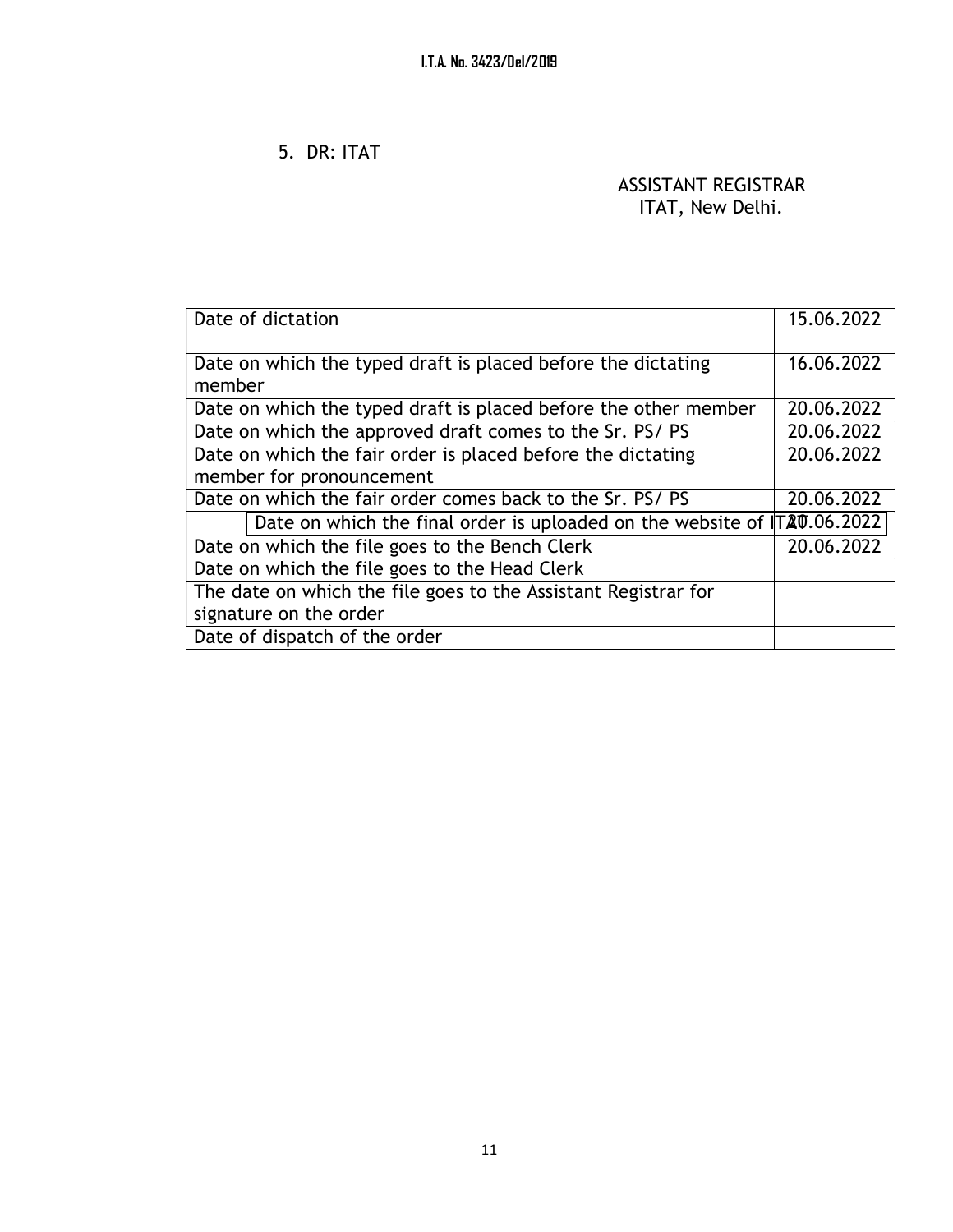5. DR: ITAT

ASSISTANT REGISTRAR
ITAT, New Delhi.

| | |
|---|---|
| Date of dictation | 15.06.2022 |
| Date on which the typed draft is placed before the dictating member | 16.06.2022 |
| Date on which the typed draft is placed before the other member | 20.06.2022 |
| Date on which the approved draft comes to the Sr. PS/ PS | 20.06.2022 |
| Date on which the fair order is placed before the dictating member for pronouncement | 20.06.2022 |
| Date on which the fair order comes back to the Sr. PS/ PS | 20.06.2022 |
| Date on which the final order is uploaded on the website of ITAT | 20.06.2022 |
| Date on which the file goes to the Bench Clerk | 20.06.2022 |
| Date on which the file goes to the Head Clerk | |
| The date on which the file goes to the Assistant Registrar for signature on the order | |
| Date of dispatch of the order | |